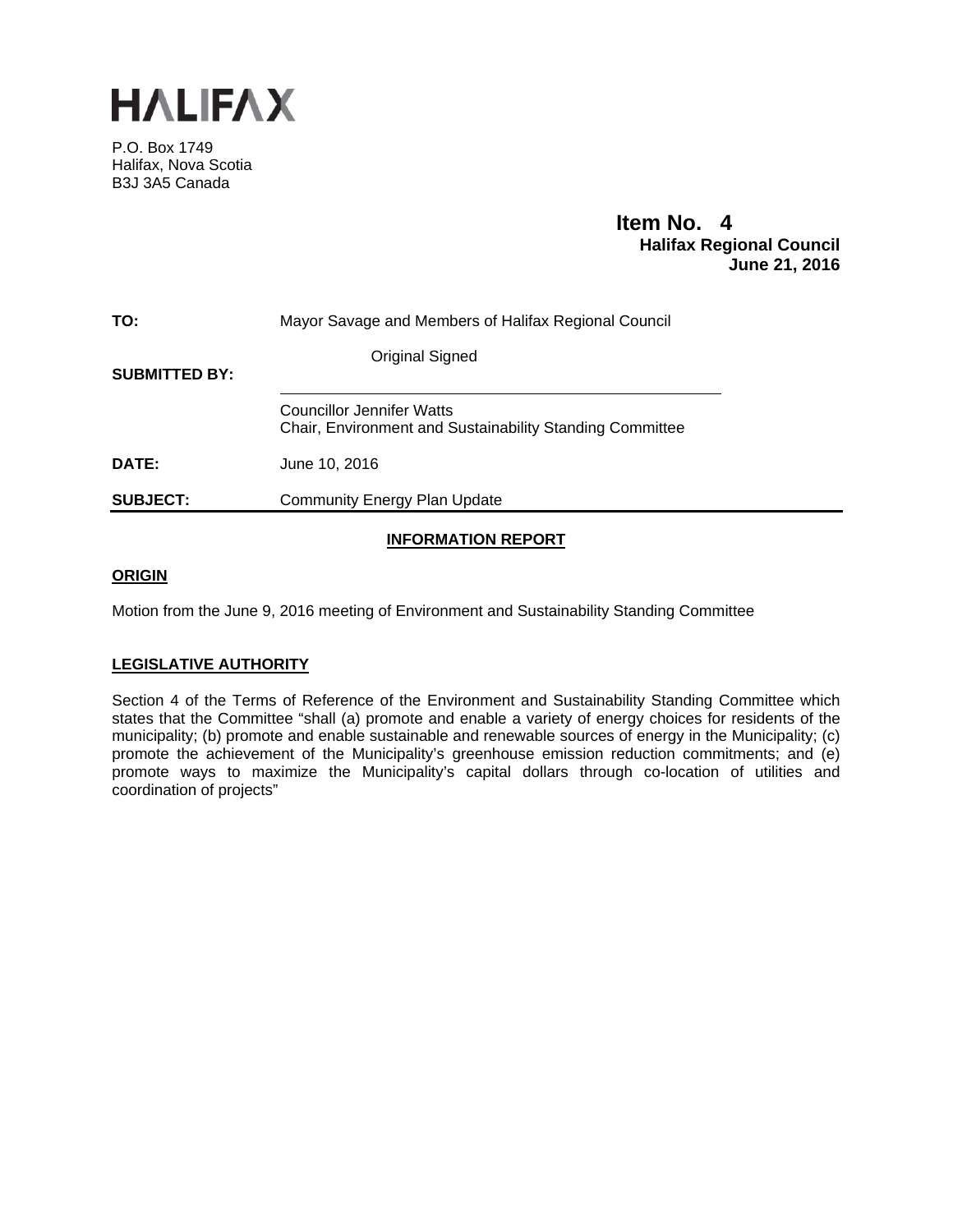# HALIFAX

P.O. Box 1749
Halifax, Nova Scotia
B3J 3A5 Canada

**Item No. 4**
**Halifax Regional Council**
**June 21, 2016**

| | |
|---|---|
| **TO:** | Mayor Savage and Members of Halifax Regional Council |
| **SUBMITTED BY:** | Original Signed<br><br>Councillor Jennifer Watts<br>Chair, Environment and Sustainability Standing Committee |
| **DATE:** | June 10, 2016 |
| **SUBJECT:** | Community Energy Plan Update |

## INFORMATION REPORT

### ORIGIN

Motion from the June 9, 2016 meeting of Environment and Sustainability Standing Committee

### LEGISLATIVE AUTHORITY

Section 4 of the Terms of Reference of the Environment and Sustainability Standing Committee which states that the Committee "shall (a) promote and enable a variety of energy choices for residents of the municipality; (b) promote and enable sustainable and renewable sources of energy in the Municipality; (c) promote the achievement of the Municipality's greenhouse emission reduction commitments; and (e) promote ways to maximize the Municipality's capital dollars through co-location of utilities and coordination of projects"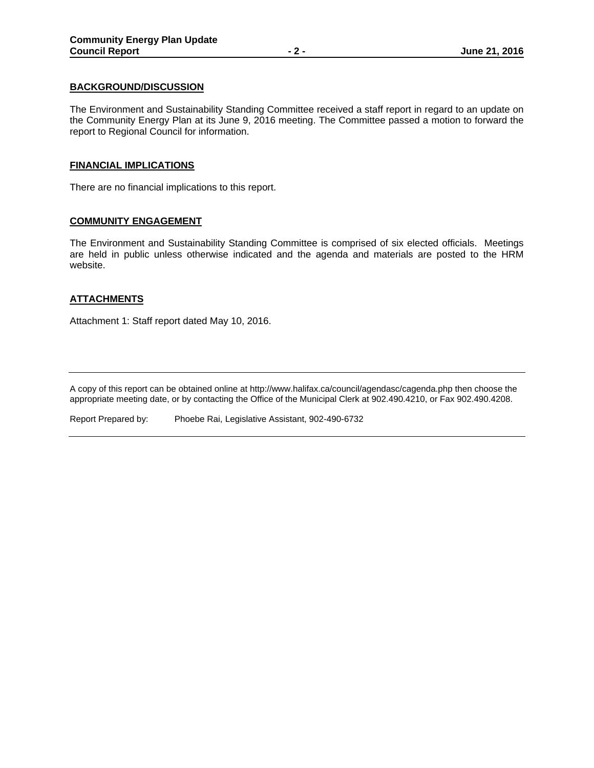## BACKGROUND/DISCUSSION

The Environment and Sustainability Standing Committee received a staff report in regard to an update on the Community Energy Plan at its June 9, 2016 meeting. The Committee passed a motion to forward the report to Regional Council for information.

## FINANCIAL IMPLICATIONS

There are no financial implications to this report.

## COMMUNITY ENGAGEMENT

The Environment and Sustainability Standing Committee is comprised of six elected officials. Meetings are held in public unless otherwise indicated and the agenda and materials are posted to the HRM website.

## ATTACHMENTS

Attachment 1: Staff report dated May 10, 2016.

---

A copy of this report can be obtained online at http://www.halifax.ca/council/agendasc/cagenda.php then choose the appropriate meeting date, or by contacting the Office of the Municipal Clerk at 902.490.4210, or Fax 902.490.4208.

Report Prepared by: Phoebe Rai, Legislative Assistant, 902-490-6732

---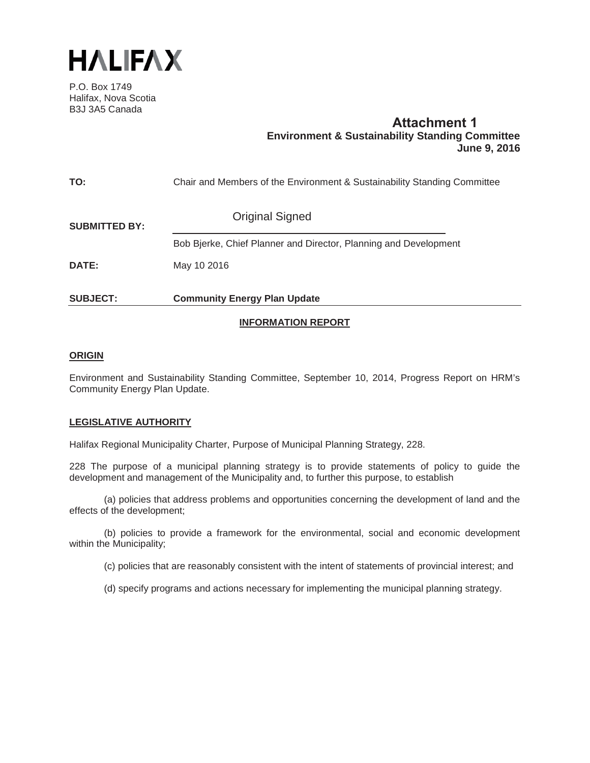HALIFAX

P.O. Box 1749
Halifax, Nova Scotia
B3J 3A5 Canada

**Attachment 1**
**Environment & Sustainability Standing Committee**
**June 9, 2016**

**TO:** Chair and Members of the Environment & Sustainability Standing Committee

**SUBMITTED BY:** Original Signed

Bob Bjerke, Chief Planner and Director, Planning and Development

**DATE:** May 10 2016

**SUBJECT:** **Community Energy Plan Update**

**INFORMATION REPORT**

## ORIGIN

Environment and Sustainability Standing Committee, September 10, 2014, Progress Report on HRM's Community Energy Plan Update.

## LEGISLATIVE AUTHORITY

Halifax Regional Municipality Charter, Purpose of Municipal Planning Strategy, 228.

228 The purpose of a municipal planning strategy is to provide statements of policy to guide the development and management of the Municipality and, to further this purpose, to establish

(a) policies that address problems and opportunities concerning the development of land and the effects of the development;

(b) policies to provide a framework for the environmental, social and economic development within the Municipality;

(c) policies that are reasonably consistent with the intent of statements of provincial interest; and

(d) specify programs and actions necessary for implementing the municipal planning strategy.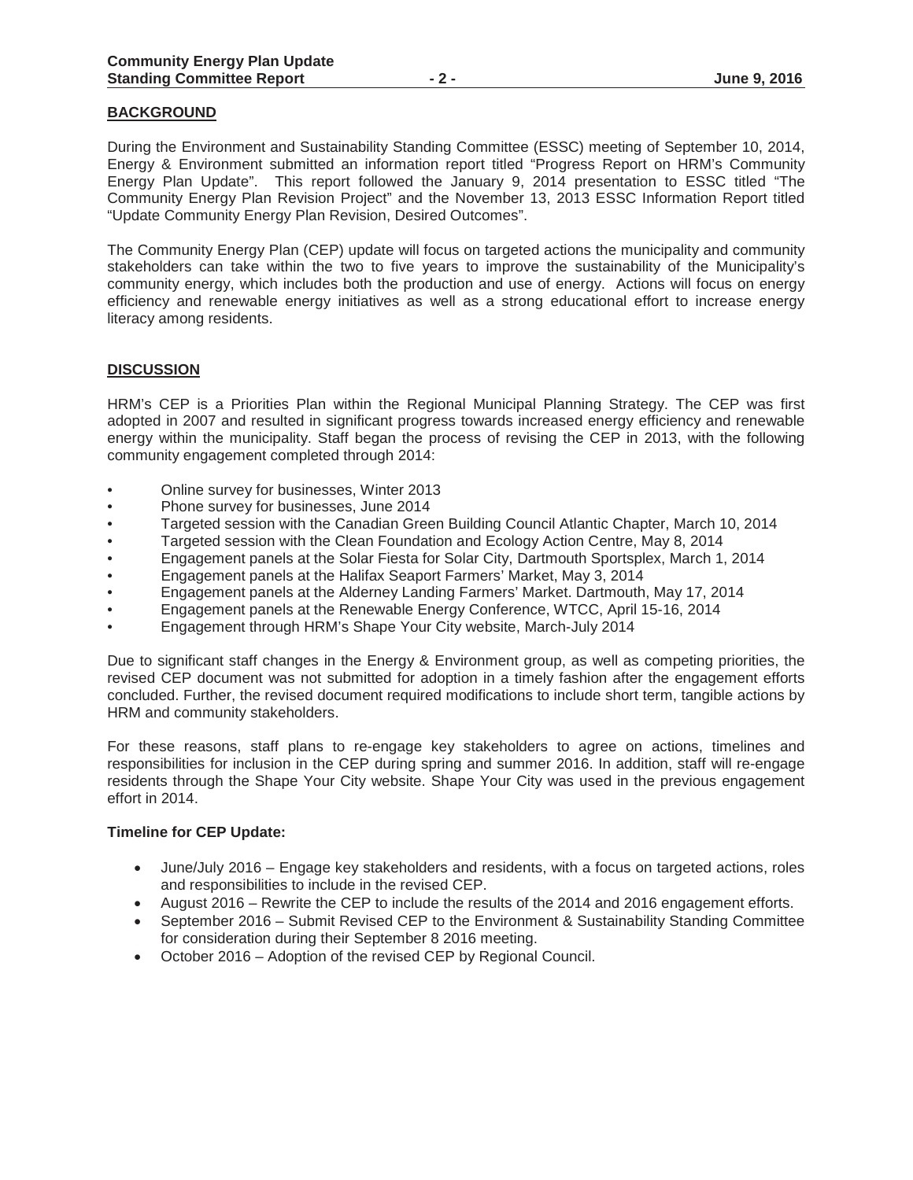## BACKGROUND

During the Environment and Sustainability Standing Committee (ESSC) meeting of September 10, 2014, Energy & Environment submitted an information report titled "Progress Report on HRM's Community Energy Plan Update". This report followed the January 9, 2014 presentation to ESSC titled "The Community Energy Plan Revision Project" and the November 13, 2013 ESSC Information Report titled "Update Community Energy Plan Revision, Desired Outcomes".

The Community Energy Plan (CEP) update will focus on targeted actions the municipality and community stakeholders can take within the two to five years to improve the sustainability of the Municipality's community energy, which includes both the production and use of energy. Actions will focus on energy efficiency and renewable energy initiatives as well as a strong educational effort to increase energy literacy among residents.

## DISCUSSION

HRM's CEP is a Priorities Plan within the Regional Municipal Planning Strategy. The CEP was first adopted in 2007 and resulted in significant progress towards increased energy efficiency and renewable energy within the municipality. Staff began the process of revising the CEP in 2013, with the following community engagement completed through 2014:

- Online survey for businesses, Winter 2013
- Phone survey for businesses, June 2014
- Targeted session with the Canadian Green Building Council Atlantic Chapter, March 10, 2014
- Targeted session with the Clean Foundation and Ecology Action Centre, May 8, 2014
- Engagement panels at the Solar Fiesta for Solar City, Dartmouth Sportsplex, March 1, 2014
- Engagement panels at the Halifax Seaport Farmers' Market, May 3, 2014
- Engagement panels at the Alderney Landing Farmers' Market. Dartmouth, May 17, 2014
- Engagement panels at the Renewable Energy Conference, WTCC, April 15-16, 2014
- Engagement through HRM's Shape Your City website, March-July 2014

Due to significant staff changes in the Energy & Environment group, as well as competing priorities, the revised CEP document was not submitted for adoption in a timely fashion after the engagement efforts concluded. Further, the revised document required modifications to include short term, tangible actions by HRM and community stakeholders.

For these reasons, staff plans to re-engage key stakeholders to agree on actions, timelines and responsibilities for inclusion in the CEP during spring and summer 2016. In addition, staff will re-engage residents through the Shape Your City website. Shape Your City was used in the previous engagement effort in 2014.

**Timeline for CEP Update:**

- June/July 2016 – Engage key stakeholders and residents, with a focus on targeted actions, roles and responsibilities to include in the revised CEP.
- August 2016 – Rewrite the CEP to include the results of the 2014 and 2016 engagement efforts.
- September 2016 – Submit Revised CEP to the Environment & Sustainability Standing Committee for consideration during their September 8 2016 meeting.
- October 2016 – Adoption of the revised CEP by Regional Council.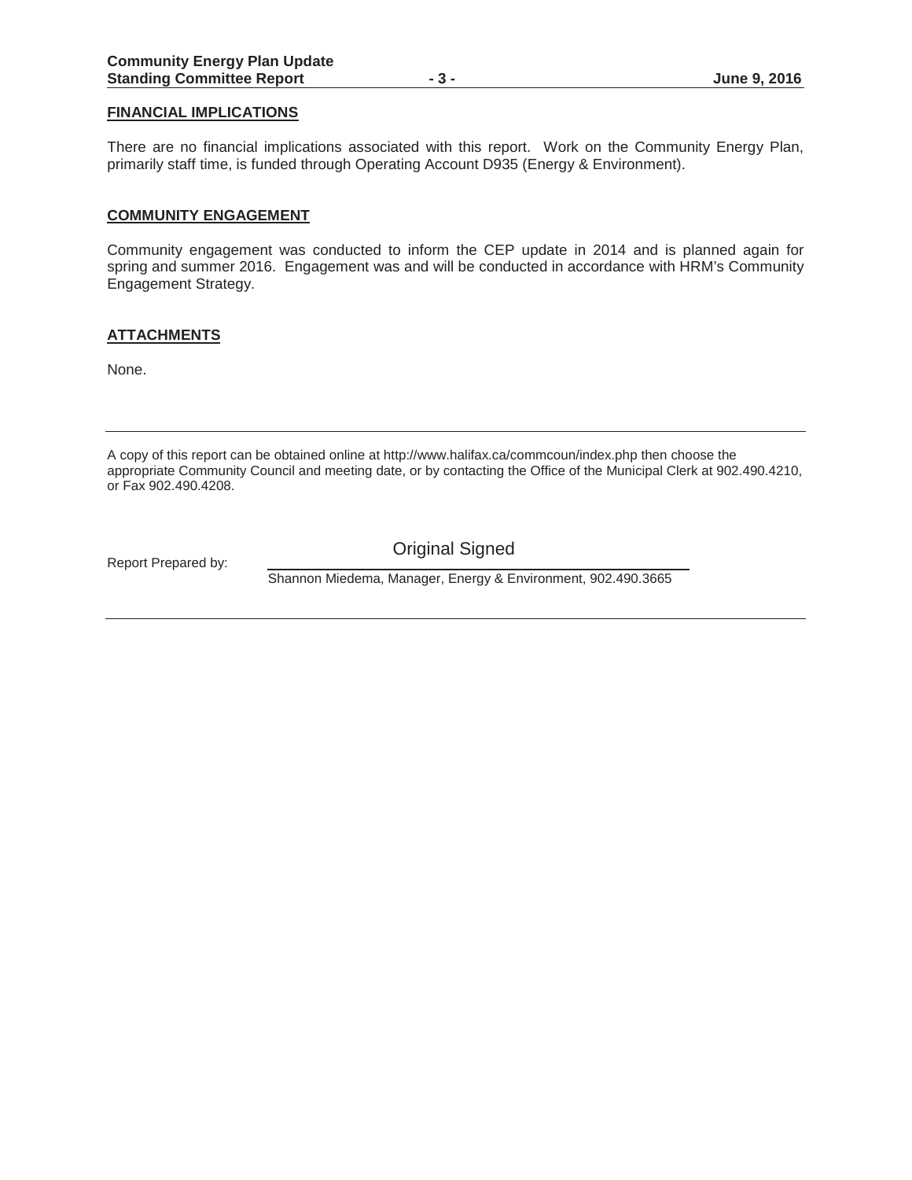## FINANCIAL IMPLICATIONS

There are no financial implications associated with this report. Work on the Community Energy Plan, primarily staff time, is funded through Operating Account D935 (Energy & Environment).

## COMMUNITY ENGAGEMENT

Community engagement was conducted to inform the CEP update in 2014 and is planned again for spring and summer 2016. Engagement was and will be conducted in accordance with HRM's Community Engagement Strategy.

## ATTACHMENTS

None.

---

A copy of this report can be obtained online at http://www.halifax.ca/commcoun/index.php then choose the appropriate Community Council and meeting date, or by contacting the Office of the Municipal Clerk at 902.490.4210, or Fax 902.490.4208.

Report Prepared by: Original Signed

Shannon Miedema, Manager, Energy & Environment, 902.490.3665

---